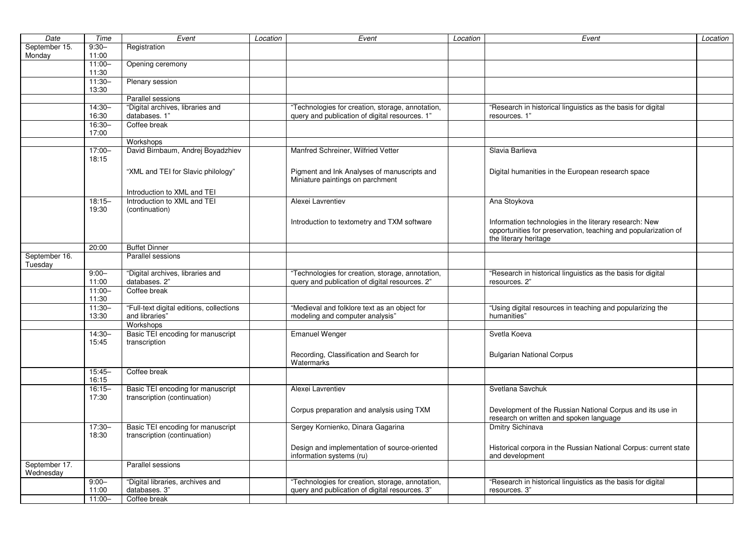| Date | Time | Event | Location | Event | Location | Event | Location |
|---|---|---|---|---|---|---|---|
| September 15. Monday | 9:30–11:00 | Registration | | | | | |
| | 11:00–11:30 | Opening ceremony | | | | | |
| | 11:30–13:30 | Plenary session | | | | | |
| | | Parallel sessions | | | | | |
| | 14:30–16:30 | "Digital archives, libraries and databases. 1" | | "Technologies for creation, storage, annotation, query and publication of digital resources. 1" | | "Research in historical linguistics as the basis for digital resources. 1" | |
| | 16:30–17:00 | Coffee break | | | | | |
| | | Workshops | | | | | |
| | 17:00–18:15 | David Birnbaum, Andrej Boyadzhiev<br><br>"XML and TEI for Slavic philology"<br><br>Introduction to XML and TEI | | Manfred Schreiner, Wilfried Vetter<br><br>Pigment and Ink Analyses of manuscripts and Miniature paintings on parchment | | Slavia Barlieva<br><br>Digital humanities in the European research space | |
| | 18:15–19:30 | Introduction to XML and TEI (continuation) | | Alexei Lavrentiev<br><br>Introduction to textometry and TXM software | | Ana Stoykova<br><br>Information technologies in the literary research: New opportunities for preservation, teaching and popularization of the literary heritage | |
| | 20:00 | Buffet Dinner | | | | | |
| September 16. Tuesday | | Parallel sessions | | | | | |
| | 9:00–11:00 | "Digital archives, libraries and databases. 2" | | "Technologies for creation, storage, annotation, query and publication of digital resources. 2" | | "Research in historical linguistics as the basis for digital resources. 2" | |
| | 11:00–11:30 | Coffee break | | | | | |
| | 11:30–13:30 | "Full-text digital editions, collections and libraries" | | "Medieval and folklore text as an object for modeling and computer analysis" | | "Using digital resources in teaching and popularizing the humanities" | |
| | | Workshops | | | | | |
| | 14:30–15:45 | Basic TEI encoding for manuscript transcription | | Emanuel Wenger<br><br>Recording, Classification and Search for Watermarks | | Svetla Koeva<br><br>Bulgarian National Corpus | |
| | 15:45–16:15 | Coffee break | | | | | |
| | 16:15–17:30 | Basic TEI encoding for manuscript transcription (continuation) | | Alexei Lavrentiev<br><br>Corpus preparation and analysis using TXM | | Svetlana Savchuk<br><br>Development of the Russian National Corpus and its use in research on written and spoken language | |
| | 17:30–18:30 | Basic TEI encoding for manuscript transcription (continuation) | | Sergey Kornienko, Dinara Gagarina<br><br>Design and implementation of source-oriented information systems (ru) | | Dmitry Sichinava<br><br>Historical corpora in the Russian National Corpus: current state and development | |
| September 17. Wednesday | | Parallel sessions | | | | | |
| | 9:00–11:00 | "Digital libraries, archives and databases. 3" | | "Technologies for creation, storage, annotation, query and publication of digital resources. 3" | | "Research in historical linguistics as the basis for digital resources. 3" | |
| | 11:00– | Coffee break | | | | | |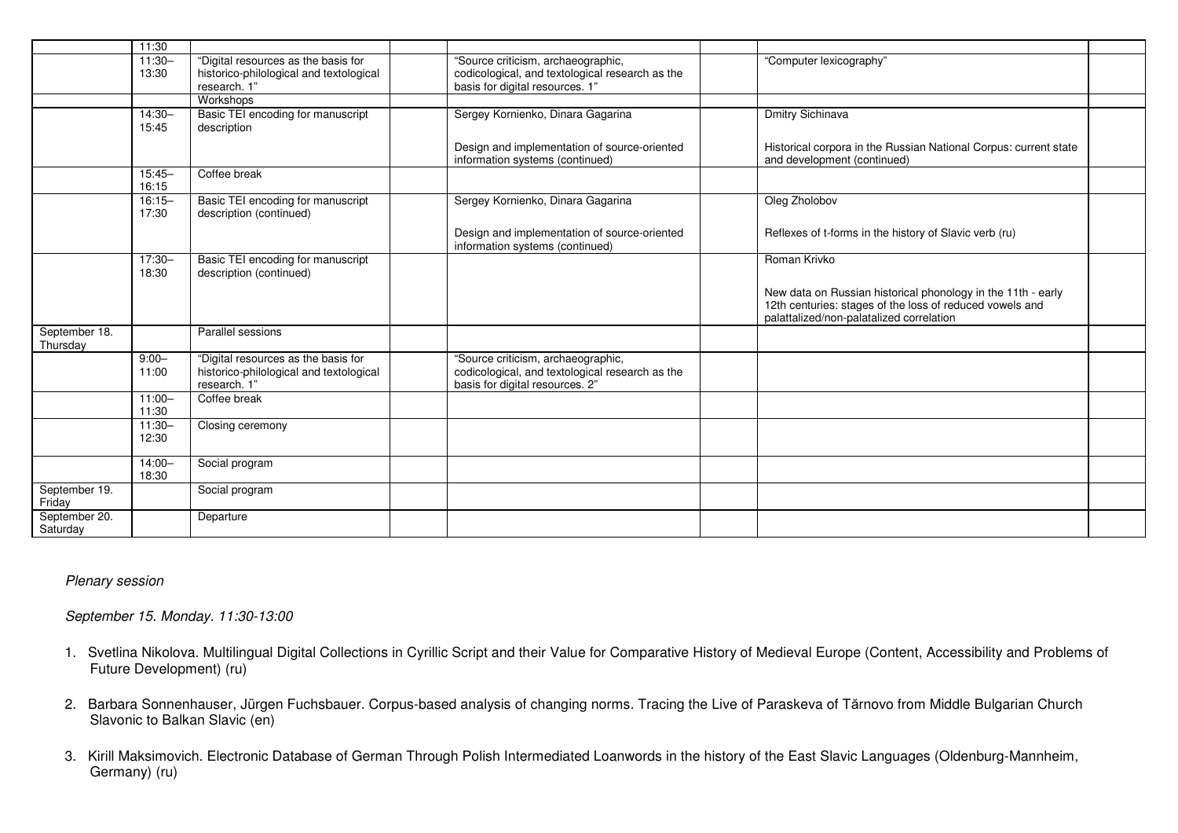|  |  |  |  |  |  |  |  |
|---|---|---|---|---|---|---|---|
|  | 11:30 |  |  |  |  |  |  |
|  | 11:30–13:30 | "Digital resources as the basis for historico-philological and textological research. 1" |  | "Source criticism, archaeographic, codicological, and textological research as the basis for digital resources. 1" |  | "Computer lexicography" |  |
|  |  | Workshops |  |  |  |  |  |
|  | 14:30–15:45 | Basic TEI encoding for manuscript description |  | Sergey Kornienko, Dinara Gagarina<br><br>Design and implementation of source-oriented information systems (continued) |  | Dmitry Sichinava<br><br>Historical corpora in the Russian National Corpus: current state and development (continued) |  |
|  | 15:45–16:15 | Coffee break |  |  |  |  |  |
|  | 16:15–17:30 | Basic TEI encoding for manuscript description (continued) |  | Sergey Kornienko, Dinara Gagarina<br><br>Design and implementation of source-oriented information systems (continued) |  | Oleg Zholobov<br><br>Reflexes of t-forms in the history of Slavic verb (ru) |  |
|  | 17:30–18:30 | Basic TEI encoding for manuscript description (continued) |  |  |  | Roman Krivko<br><br>New data on Russian historical phonology in the 11th - early 12th centuries: stages of the loss of reduced vowels and palattalized/non-palatalized correlation |  |
| September 18. Thursday |  | Parallel sessions |  |  |  |  |  |
|  | 9:00–11:00 | "Digital resources as the basis for historico-philological and textological research. 1" |  | "Source criticism, archaeographic, codicological, and textological research as the basis for digital resources. 2" |  |  |  |
|  | 11:00–11:30 | Coffee break |  |  |  |  |  |
|  | 11:30–12:30 | Closing ceremony |  |  |  |  |  |
|  | 14:00–18:30 | Social program |  |  |  |  |  |
| September 19. Friday |  | Social program |  |  |  |  |  |
| September 20. Saturday |  | Departure |  |  |  |  |  |

*Plenary session*

*September 15. Monday. 11:30-13:00*

1. Svetlina Nikolova. Multilingual Digital Collections in Cyrillic Script and their Value for Comparative History of Medieval Europe (Content, Accessibility and Problems of Future Development) (ru)

2. Barbara Sonnenhauser, Jürgen Fuchsbauer. Corpus-based analysis of changing norms. Tracing the Live of Paraskeva of Tărnovo from Middle Bulgarian Church Slavonic to Balkan Slavic (en)

3. Kirill Maksimovich. Electronic Database of German Through Polish Intermediated Loanwords in the history of the East Slavic Languages (Oldenburg-Mannheim, Germany) (ru)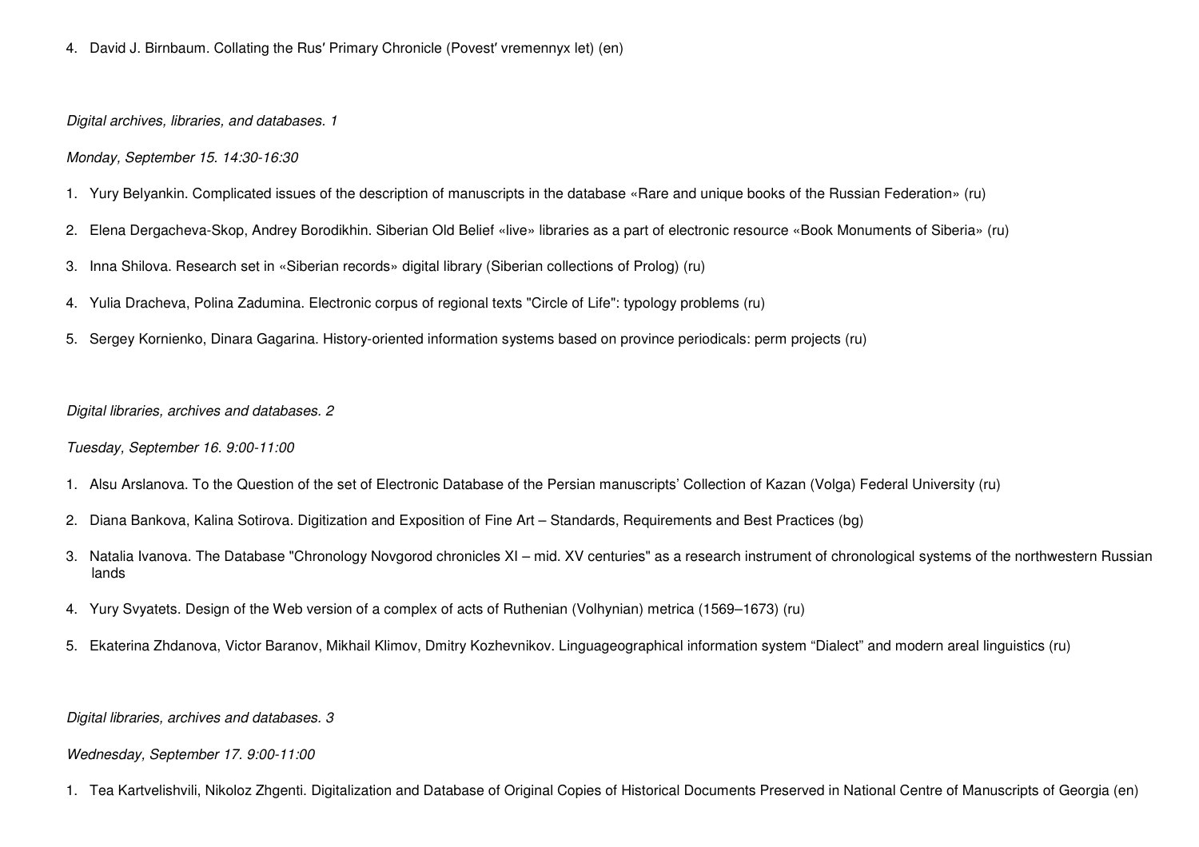4. David J. Birnbaum. Collating the Rus′ Primary Chronicle (Povest′ vremennyx let) (en)

*Digital archives, libraries, and databases. 1*

*Monday, September 15. 14:30-16:30*

1. Yury Belyankin. Complicated issues of the description of manuscripts in the database «Rare and unique books of the Russian Federation» (ru)
2. Elena Dergacheva-Skop, Andrey Borodikhin. Siberian Old Belief «live» libraries as a part of electronic resource «Book Monuments of Siberia» (ru)
3. Inna Shilova. Research set in «Siberian records» digital library (Siberian collections of Prolog) (ru)
4. Yulia Dracheva, Polina Zadumina. Electronic corpus of regional texts "Circle of Life": typology problems (ru)
5. Sergey Kornienko, Dinara Gagarina. History-oriented information systems based on province periodicals: perm projects (ru)

*Digital libraries, archives and databases. 2*

*Tuesday, September 16. 9:00-11:00*

1. Alsu Arslanova. To the Question of the set of Electronic Database of the Persian manuscripts' Collection of Kazan (Volga) Federal University (ru)
2. Diana Bankova, Kalina Sotirova. Digitization and Exposition of Fine Art – Standards, Requirements and Best Practices (bg)
3. Natalia Ivanova. The Database "Chronology Novgorod chronicles XI – mid. XV centuries" as a research instrument of chronological systems of the northwestern Russian lands
4. Yury Svyatets. Design of the Web version of a complex of acts of Ruthenian (Volhynian) metrica (1569–1673) (ru)
5. Ekaterina Zhdanova, Victor Baranov, Mikhail Klimov, Dmitry Kozhevnikov. Linguageographical information system "Dialect" and modern areal linguistics (ru)

*Digital libraries, archives and databases. 3*

*Wednesday, September 17. 9:00-11:00*

1. Tea Kartvelishvili, Nikoloz Zhgenti. Digitalization and Database of Original Copies of Historical Documents Preserved in National Centre of Manuscripts of Georgia (en)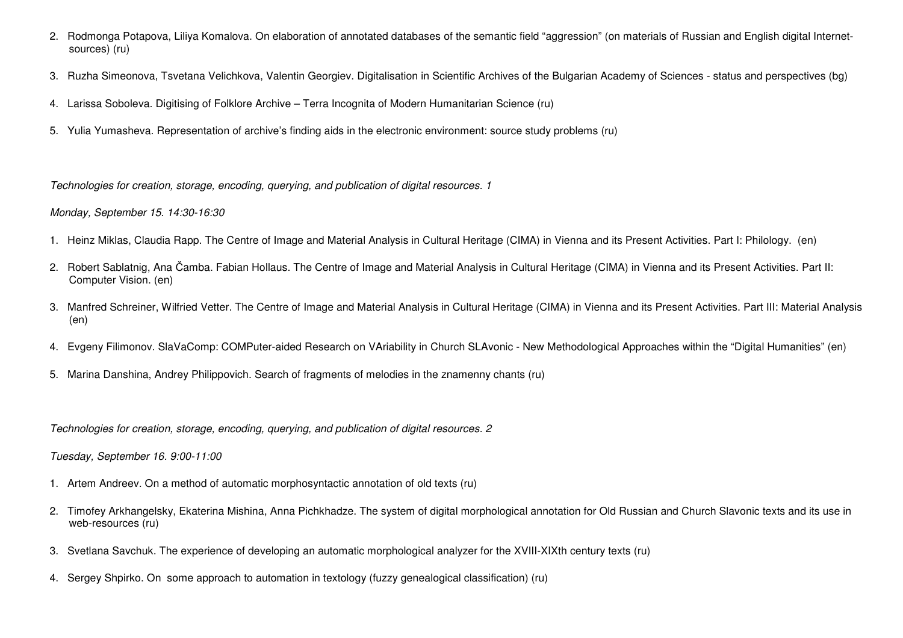2. Rodmonga Potapova, Liliya Komalova. On elaboration of annotated databases of the semantic field “aggression” (on materials of Russian and English digital Internet-sources) (ru)

3. Ruzha Simeonova, Tsvetana Velichkova, Valentin Georgiev. Digitalisation in Scientific Archives of the Bulgarian Academy of Sciences - status and perspectives (bg)

4. Larissa Soboleva. Digitising of Folklore Archive – Terra Incognita of Modern Humanitarian Science (ru)

5. Yulia Yumasheva. Representation of archive’s finding aids in the electronic environment: source study problems (ru)

*Technologies for creation, storage, encoding, querying, and publication of digital resources. 1*

*Monday, September 15. 14:30-16:30*

1. Heinz Miklas, Claudia Rapp. The Centre of Image and Material Analysis in Cultural Heritage (CIMA) in Vienna and its Present Activities. Part I: Philology. (en)

2. Robert Sablatnig, Ana Čamba. Fabian Hollaus. The Centre of Image and Material Analysis in Cultural Heritage (CIMA) in Vienna and its Present Activities. Part II: Computer Vision. (en)

3. Manfred Schreiner, Wilfried Vetter. The Centre of Image and Material Analysis in Cultural Heritage (CIMA) in Vienna and its Present Activities. Part III: Material Analysis (en)

4. Evgeny Filimonov. SlaVaComp: COMPuter-aided Research on VAriability in Church SLAvonic - New Methodological Approaches within the “Digital Humanities” (en)

5. Marina Danshina, Andrey Philippovich. Search of fragments of melodies in the znamenny chants (ru)

*Technologies for creation, storage, encoding, querying, and publication of digital resources. 2*

*Tuesday, September 16. 9:00-11:00*

1. Artem Andreev. On a method of automatic morphosyntactic annotation of old texts (ru)

2. Timofey Arkhangelsky, Ekaterina Mishina, Anna Pichkhadze. The system of digital morphological annotation for Old Russian and Church Slavonic texts and its use in web-resources (ru)

3. Svetlana Savchuk. The experience of developing an automatic morphological analyzer for the XVIII-XIXth century texts (ru)

4. Sergey Shpirko. On some approach to automation in textology (fuzzy genealogical classification) (ru)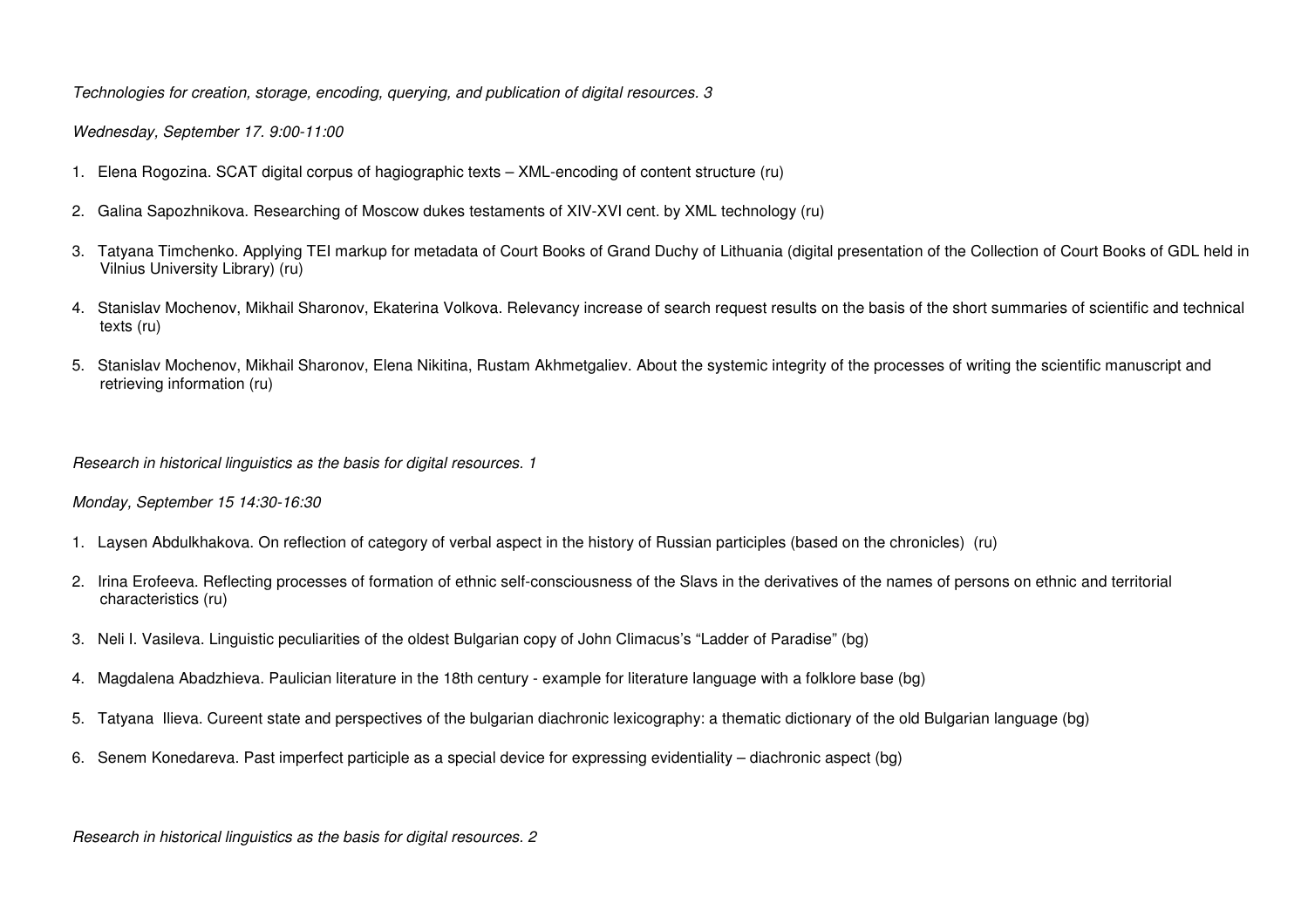*Technologies for creation, storage, encoding, querying, and publication of digital resources. 3*

*Wednesday, September 17. 9:00-11:00*

1. Elena Rogozina. SCAT digital corpus of hagiographic texts – XML-encoding of content structure (ru)

2. Galina Sapozhnikova. Researching of Moscow dukes testaments of XIV-XVI cent. by XML technology (ru)

3. Tatyana Timchenko. Applying TEI markup for metadata of Court Books of Grand Duchy of Lithuania (digital presentation of the Collection of Court Books of GDL held in Vilnius University Library) (ru)

4. Stanislav Mochenov, Mikhail Sharonov, Ekaterina Volkova. Relevancy increase of search request results on the basis of the short summaries of scientific and technical texts (ru)

5. Stanislav Mochenov, Mikhail Sharonov, Elena Nikitina, Rustam Akhmetgaliev. About the systemic integrity of the processes of writing the scientific manuscript and retrieving information (ru)

*Research in historical linguistics as the basis for digital resources. 1*

*Monday, September 15 14:30-16:30*

1. Laysen Abdulkhakova. On reflection of category of verbal aspect in the history of Russian participles (based on the chronicles) (ru)

2. Irina Erofeeva. Reflecting processes of formation of ethnic self-consciousness of the Slavs in the derivatives of the names of persons on ethnic and territorial characteristics (ru)

3. Neli I. Vasileva. Linguistic peculiarities of the oldest Bulgarian copy of John Climacus's "Ladder of Paradise" (bg)

4. Magdalena Abadzhieva. Paulician literature in the 18th century - example for literature language with a folklore base (bg)

5. Tatyana Ilieva. Cureent state and perspectives of the bulgarian diachronic lexicography: a thematic dictionary of the old Bulgarian language (bg)

6. Senem Konedareva. Past imperfect participle as a special device for expressing evidentiality – diachronic aspect (bg)

*Research in historical linguistics as the basis for digital resources. 2*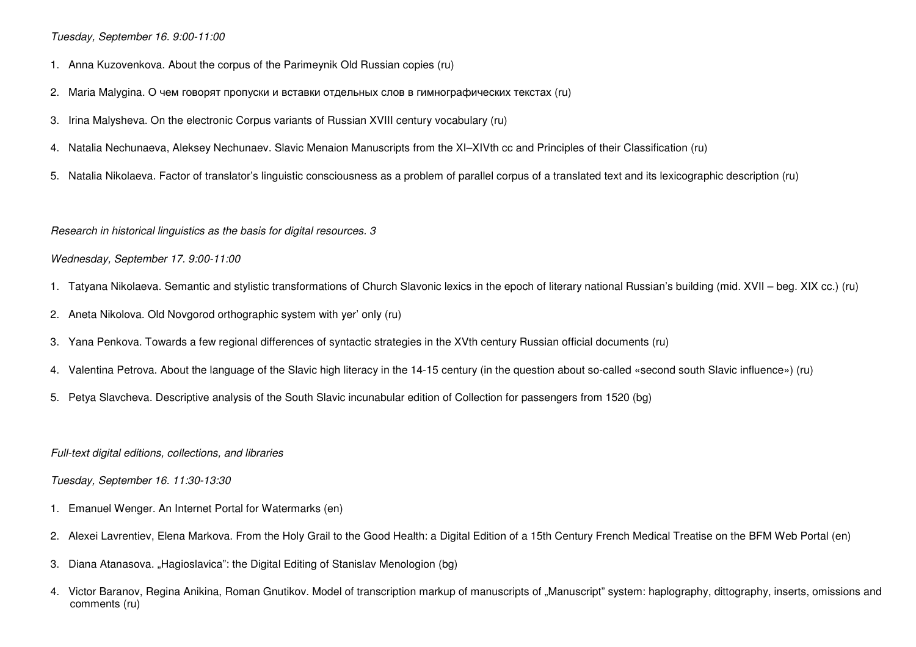*Tuesday, September 16. 9:00-11:00*

1. Anna Kuzovenkova. About the corpus of the Parimeynik Old Russian copies (ru)
2. Maria Malygina. О чем говорят пропуски и вставки отдельных слов в гимнографических текстах (ru)
3. Irina Malysheva. On the electronic Corpus variants of Russian XVIII century vocabulary (ru)
4. Natalia Nechunaeva, Aleksey Nechunaev. Slavic Menaion Manuscripts from the XI–XIVth cc and Principles of their Classification (ru)
5. Natalia Nikolaeva. Factor of translator's linguistic consciousness as a problem of parallel corpus of a translated text and its lexicographic description (ru)

*Research in historical linguistics as the basis for digital resources. 3*

*Wednesday, September 17. 9:00-11:00*

1. Tatyana Nikolaeva. Semantic and stylistic transformations of Church Slavonic lexics in the epoch of literary national Russian's building (mid. XVII – beg. XIX cc.) (ru)
2. Aneta Nikolova. Old Novgorod orthographic system with yer' only (ru)
3. Yana Penkova. Towards a few regional differences of syntactic strategies in the XVth century Russian official documents (ru)
4. Valentina Petrova. About the language of the Slavic high literacy in the 14-15 century (in the question about so-called «second south Slavic influence») (ru)
5. Petya Slavcheva. Descriptive analysis of the South Slavic incunabular edition of Collection for passengers from 1520 (bg)

*Full-text digital editions, collections, and libraries*

*Tuesday, September 16. 11:30-13:30*

1. Emanuel Wenger. An Internet Portal for Watermarks (en)
2. Alexei Lavrentiev, Elena Markova. From the Holy Grail to the Good Health: a Digital Edition of a 15th Century French Medical Treatise on the BFM Web Portal (en)
3. Diana Atanasova. „Hagioslavica": the Digital Editing of Stanislav Menologion (bg)
4. Victor Baranov, Regina Anikina, Roman Gnutikov. Model of transcription markup of manuscripts of „Manuscript" system: haplography, dittography, inserts, omissions and comments (ru)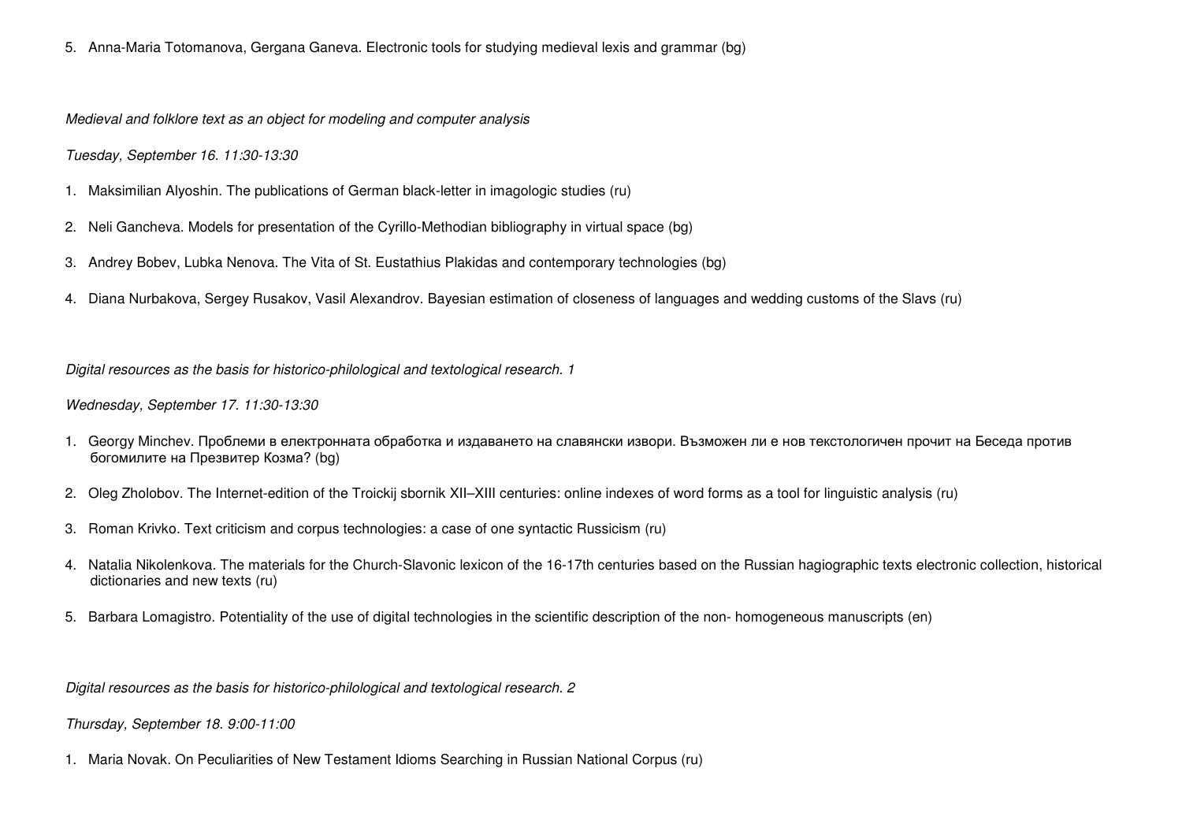5. Anna-Maria Totomanova, Gergana Ganeva. Electronic tools for studying medieval lexis and grammar (bg)

*Medieval and folklore text as an object for modeling and computer analysis*

*Tuesday, September 16. 11:30-13:30*

1. Maksimilian Alyoshin. The publications of German black-letter in imagologic studies (ru)
2. Neli Gancheva. Models for presentation of the Cyrillo-Methodian bibliography in virtual space (bg)
3. Andrey Bobev, Lubka Nenova. The Vita of St. Eustathius Plakidas and contemporary technologies (bg)
4. Diana Nurbakova, Sergey Rusakov, Vasil Alexandrov. Bayesian estimation of closeness of languages and wedding customs of the Slavs (ru)

*Digital resources as the basis for historico-philological and textological research. 1*

*Wednesday, September 17. 11:30-13:30*

1. Georgy Minchev. Проблеми в електронната обработка и издаването на славянски извори. Възможен ли е нов текстологичен прочит на Беседа против богомилите на Презвитер Козма? (bg)
2. Oleg Zholobov. The Internet-edition of the Troickij sbornik XII–XIII centuries: online indexes of word forms as a tool for linguistic analysis (ru)
3. Roman Krivko. Text criticism and corpus technologies: a case of one syntactic Russicism (ru)
4. Natalia Nikolenkova. The materials for the Church-Slavonic lexicon of the 16-17th centuries based on the Russian hagiographic texts electronic collection, historical dictionaries and new texts (ru)
5. Barbara Lomagistro. Potentiality of the use of digital technologies in the scientific description of the non- homogeneous manuscripts (en)

*Digital resources as the basis for historico-philological and textological research. 2*

*Thursday, September 18. 9:00-11:00*

1. Maria Novak. On Peculiarities of New Testament Idioms Searching in Russian National Corpus (ru)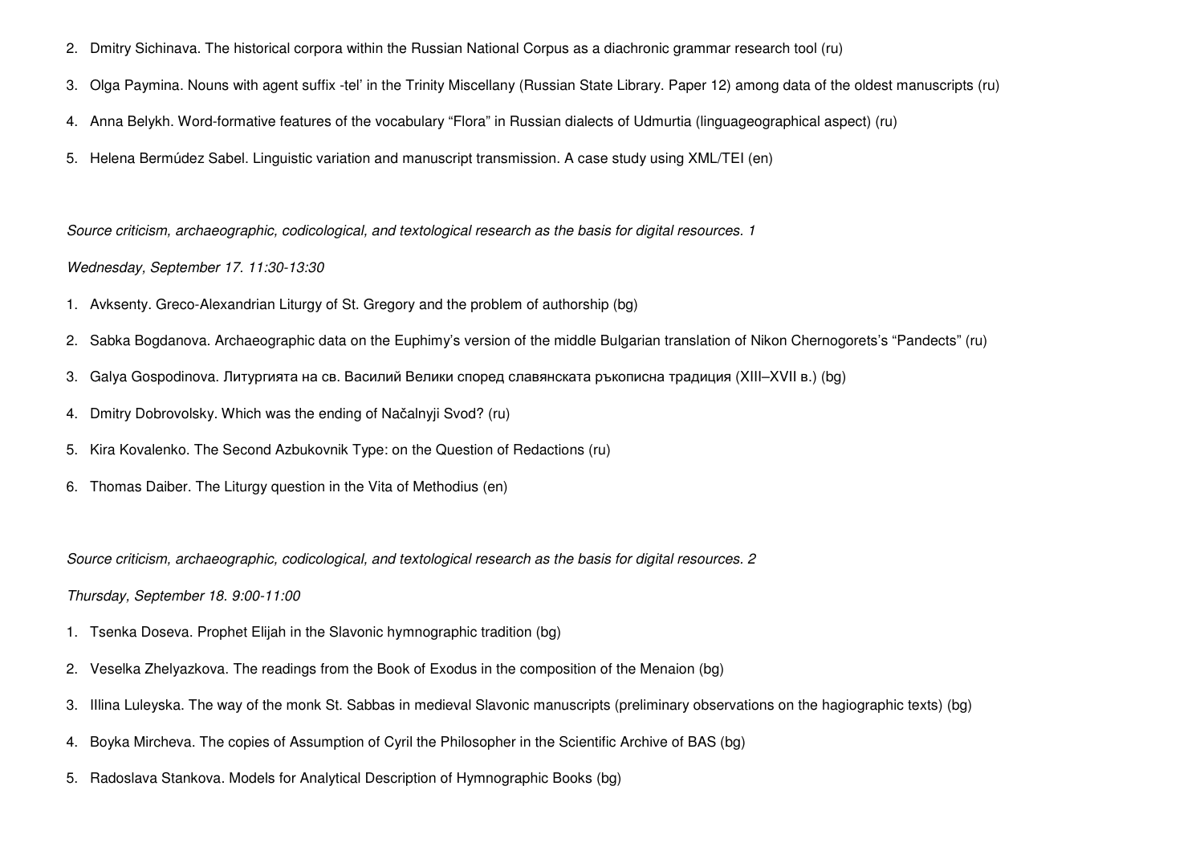2. Dmitry Sichinava. The historical corpora within the Russian National Corpus as a diachronic grammar research tool (ru)
3. Olga Paymina. Nouns with agent suffix -tel' in the Trinity Miscellany (Russian State Library. Paper 12) among data of the oldest manuscripts (ru)
4. Anna Belykh. Word-formative features of the vocabulary "Flora" in Russian dialects of Udmurtia (linguageographical aspect) (ru)
5. Helena Bermúdez Sabel. Linguistic variation and manuscript transmission. A case study using XML/TEI (en)

*Source criticism, archaeographic, codicological, and textological research as the basis for digital resources. 1*

*Wednesday, September 17. 11:30-13:30*

1. Avksenty. Greco-Alexandrian Liturgy of St. Gregory and the problem of authorship (bg)
2. Sabka Bogdanova. Archaeographic data on the Euphimy's version of the middle Bulgarian translation of Nikon Chernogorets's "Pandects" (ru)
3. Galya Gospodinova. Литургията на св. Василий Велики според славянската ръкописна традиция (XIII–XVII в.) (bg)
4. Dmitry Dobrovolsky. Which was the ending of Načalnyji Svod? (ru)
5. Kira Kovalenko. The Second Azbukovnik Type: on the Question of Redactions (ru)
6. Thomas Daiber. The Liturgy question in the Vita of Methodius (en)

*Source criticism, archaeographic, codicological, and textological research as the basis for digital resources. 2*

*Thursday, September 18. 9:00-11:00*

1. Tsenka Doseva. Prophet Elijah in the Slavonic hymnographic tradition (bg)
2. Veselka Zhelyazkova. The readings from the Book of Exodus in the composition of the Menaion (bg)
3. Illina Luleyska. The way of the monk St. Sabbas in medieval Slavonic manuscripts (preliminary observations on the hagiographic texts) (bg)
4. Boyka Mircheva. The copies of Assumption of Cyril the Philosopher in the Scientific Archive of BAS (bg)
5. Radoslava Stankova. Models for Analytical Description of Hymnographic Books (bg)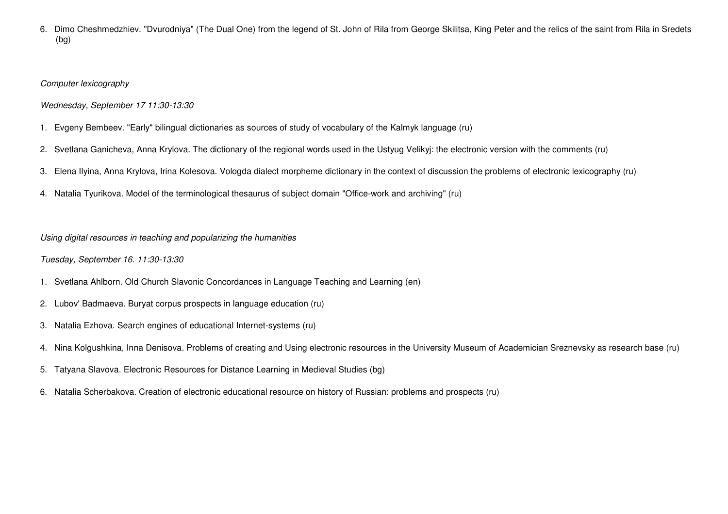6. Dimo Cheshmedzhiev. "Dvurodniya" (The Dual One) from the legend of St. John of Rila from George Skilitsa, King Peter and the relics of the saint from Rila in Sredets (bg)

*Computer lexicography*

*Wednesday, September 17 11:30-13:30*

1. Evgeny Bembeev. "Early" bilingual dictionaries as sources of study of vocabulary of the Kalmyk language (ru)
2. Svetlana Ganicheva, Anna Krylova. The dictionary of the regional words used in the Ustyug Velikyj: the electronic version with the comments (ru)
3. Elena Ilyina, Anna Krylova, Irina Kolesova. Vologda dialect morpheme dictionary in the context of discussion the problems of electronic lexicography (ru)
4. Natalia Tyurikova. Model of the terminological thesaurus of subject domain "Office-work and archiving" (ru)

*Using digital resources in teaching and popularizing the humanities*

*Tuesday, September 16. 11:30-13:30*

1. Svetlana Ahlborn. Old Church Slavonic Concordances in Language Teaching and Learning (en)
2. Lubov' Badmaeva. Buryat corpus prospects in language education (ru)
3. Natalia Ezhova. Search engines of educational Internet-systems (ru)
4. Nina Kolgushkina, Inna Denisova. Problems of creating and Using electronic resources in the University Museum of Academician Sreznevsky as research base (ru)
5. Tatyana Slavova. Electronic Resources for Distance Learning in Medieval Studies (bg)
6. Natalia Scherbakova. Creation of electronic educational resource on history of Russian: problems and prospects (ru)